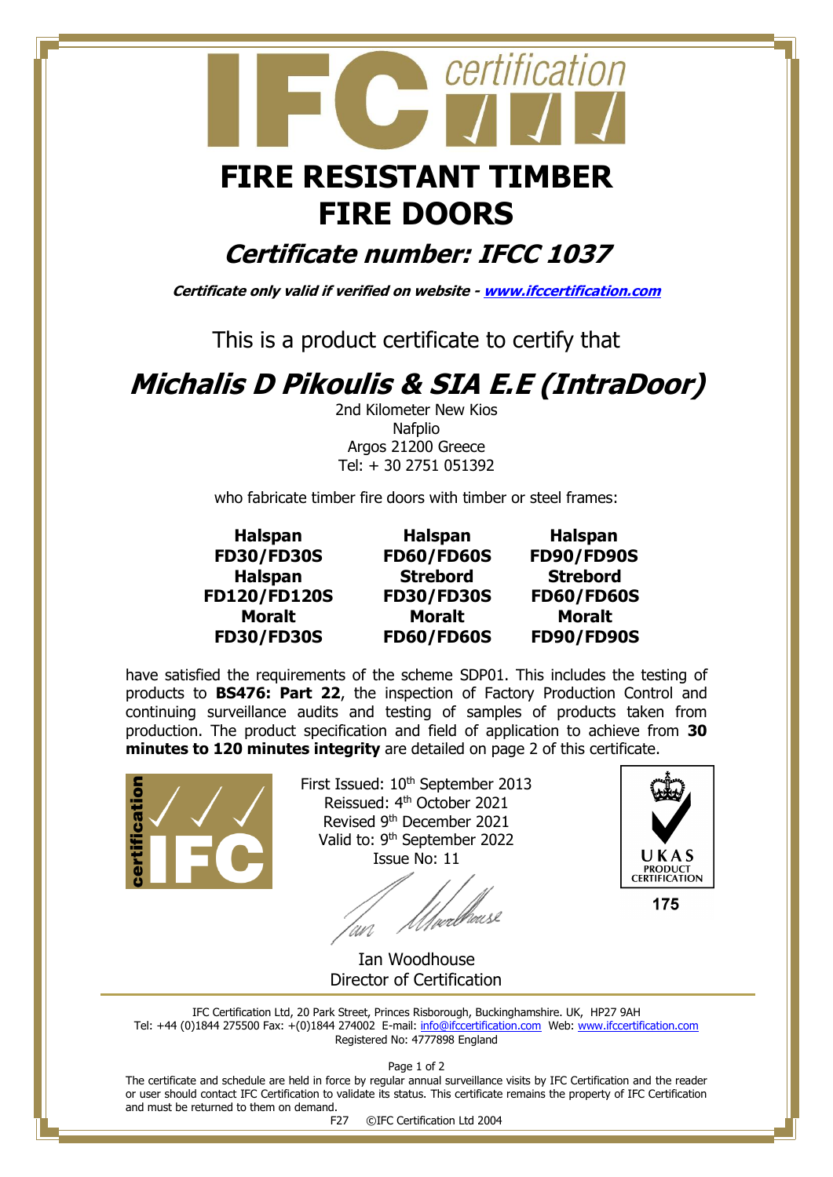# FIRE RESISTANT TIMBER FIRE DOORS

## *Certificate number: IFCC 1037*

***Certificate only valid if verified on website - www.ifccertification.com***

This is a product certificate to certify that

# *Michalis D Pikoulis & SIA E.E (IntraDoor)*

2nd Kilometer New Kios
Nafplio
Argos 21200 Greece
Tel: + 30 2751 051392

who fabricate timber fire doors with timber or steel frames:

| | | |
|---|---|---|
| **Halspan FD30/FD30S** | **Halspan FD60/FD60S** | **Halspan FD90/FD90S** |
| **Halspan FD120/FD120S** | **Strebord FD30/FD30S** | **Strebord FD60/FD60S** |
| **Moralt FD30/FD30S** | **Moralt FD60/FD60S** | **Moralt FD90/FD90S** |

have satisfied the requirements of the scheme SDP01. This includes the testing of products to **BS476: Part 22**, the inspection of Factory Production Control and continuing surveillance audits and testing of samples of products taken from production. The product specification and field of application to achieve from **30 minutes to 120 minutes integrity** are detailed on page 2 of this certificate.

First Issued: 10th September 2013
Reissued: 4th October 2021
Revised 9th December 2021
Valid to: 9th September 2022
Issue No: 11

Ian Woodhouse
Director of Certification

UKAS PRODUCT CERTIFICATION 175

IFC Certification Ltd, 20 Park Street, Princes Risborough, Buckinghamshire. UK, HP27 9AH
Tel: +44 (0)1844 275500 Fax: +(0)1844 274002 E-mail: info@ifccertification.com Web: www.ifccertification.com
Registered No: 4777898 England

The certificate and schedule are held in force by regular annual surveillance visits by IFC Certification and the reader or user should contact IFC Certification to validate its status. This certificate remains the property of IFC Certification and must be returned to them on demand.

F27 ©IFC Certification Ltd 2004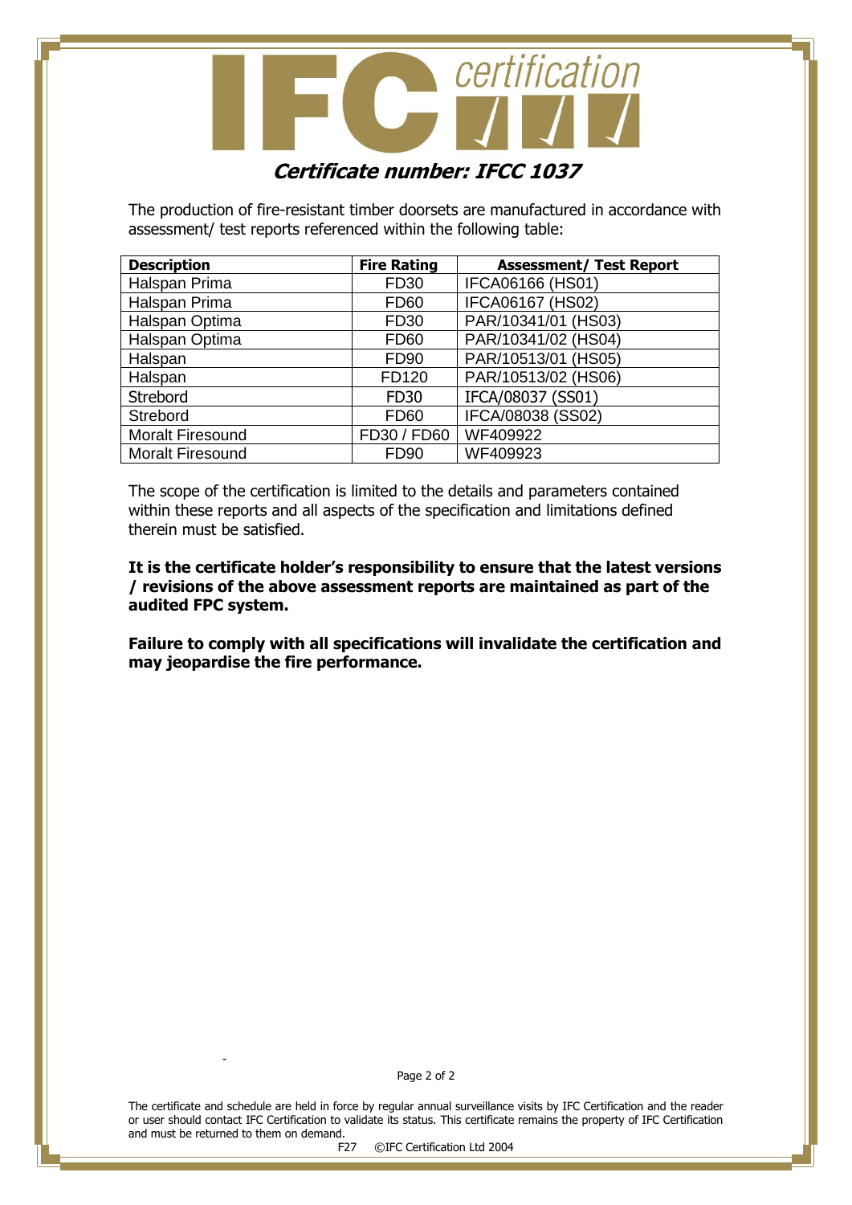# Certificate number: IFCC 1037

The production of fire-resistant timber doorsets are manufactured in accordance with assessment/ test reports referenced within the following table:

| Description | Fire Rating | Assessment/ Test Report |
|---|---|---|
| Halspan Prima | FD30 | IFCA06166 (HS01) |
| Halspan Prima | FD60 | IFCA06167 (HS02) |
| Halspan Optima | FD30 | PAR/10341/01 (HS03) |
| Halspan Optima | FD60 | PAR/10341/02 (HS04) |
| Halspan | FD90 | PAR/10513/01 (HS05) |
| Halspan | FD120 | PAR/10513/02 (HS06) |
| Strebord | FD30 | IFCA/08037 (SS01) |
| Strebord | FD60 | IFCA/08038 (SS02) |
| Moralt Firesound | FD30 / FD60 | WF409922 |
| Moralt Firesound | FD90 | WF409923 |

The scope of the certification is limited to the details and parameters contained within these reports and all aspects of the specification and limitations defined therein must be satisfied.

**It is the certificate holder's responsibility to ensure that the latest versions / revisions of the above assessment reports are maintained as part of the audited FPC system.**

**Failure to comply with all specifications will invalidate the certification and may jeopardise the fire performance.**

The certificate and schedule are held in force by regular annual surveillance visits by IFC Certification and the reader or user should contact IFC Certification to validate its status. This certificate remains the property of IFC Certification and must be returned to them on demand.

F27 ©IFC Certification Ltd 2004